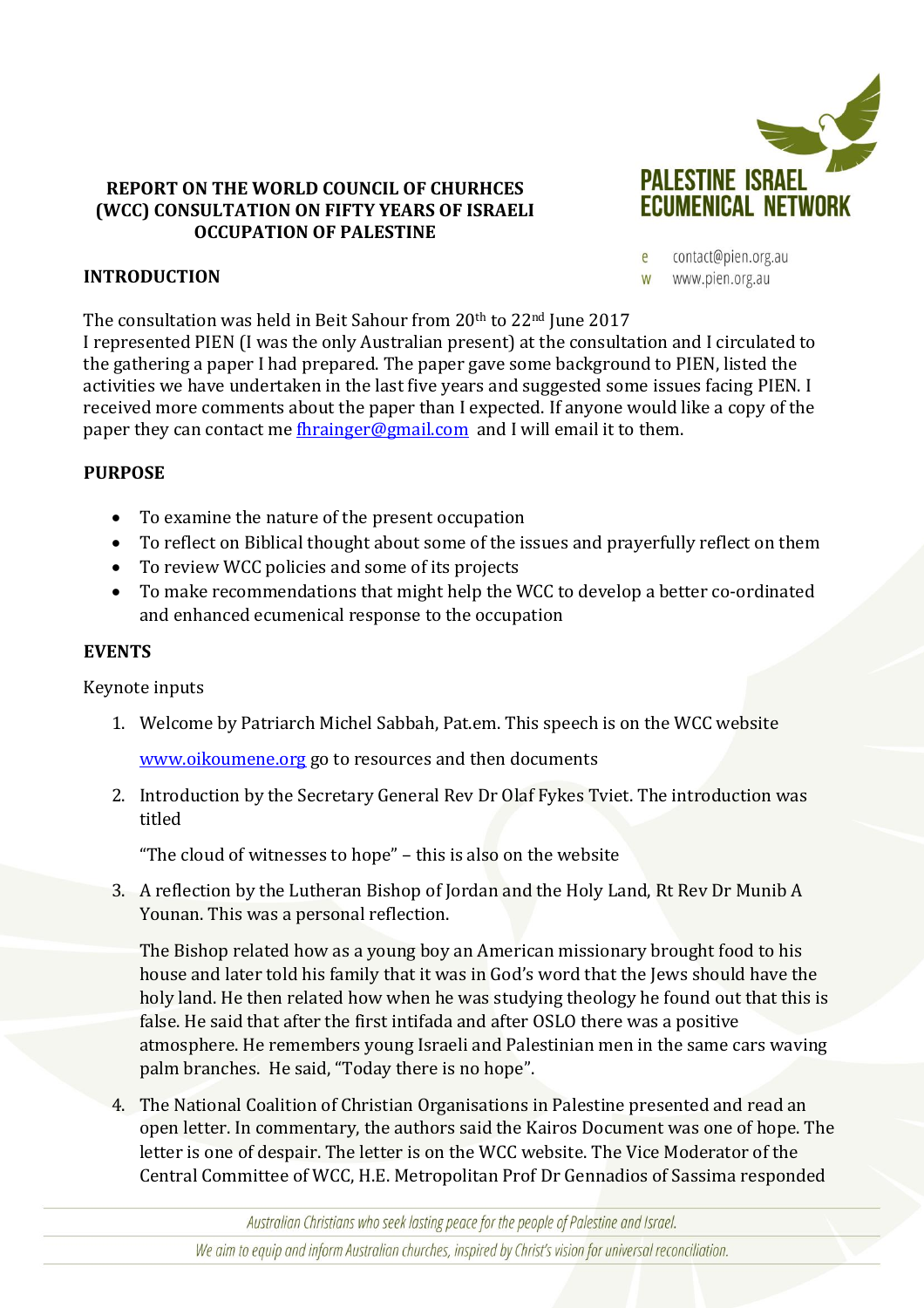**PALESTINE ISRAEL ECUMENICAL NETWORK**

e contact@pien.org.au
w www.pien.org.au

# REPORT ON THE WORLD COUNCIL OF CHURHCES (WCC) CONSULTATION ON FIFTY YEARS OF ISRAELI OCCUPATION OF PALESTINE

## INTRODUCTION

The consultation was held in Beit Sahour from 20th to 22nd June 2017
I represented PIEN (I was the only Australian present) at the consultation and I circulated to the gathering a paper I had prepared. The paper gave some background to PIEN, listed the activities we have undertaken in the last five years and suggested some issues facing PIEN. I received more comments about the paper than I expected. If anyone would like a copy of the paper they can contact me fhrainger@gmail.com and I will email it to them.

## PURPOSE

- To examine the nature of the present occupation
- To reflect on Biblical thought about some of the issues and prayerfully reflect on them
- To review WCC policies and some of its projects
- To make recommendations that might help the WCC to develop a better co-ordinated and enhanced ecumenical response to the occupation

## EVENTS

Keynote inputs

1. Welcome by Patriarch Michel Sabbah, Pat.em. This speech is on the WCC website

   www.oikoumene.org go to resources and then documents

2. Introduction by the Secretary General Rev Dr Olaf Fykes Tviet. The introduction was titled

   "The cloud of witnesses to hope" – this is also on the website

3. A reflection by the Lutheran Bishop of Jordan and the Holy Land, Rt Rev Dr Munib A Younan. This was a personal reflection.

   The Bishop related how as a young boy an American missionary brought food to his house and later told his family that it was in God's word that the Jews should have the holy land. He then related how when he was studying theology he found out that this is false. He said that after the first intifada and after OSLO there was a positive atmosphere. He remembers young Israeli and Palestinian men in the same cars waving palm branches. He said, "Today there is no hope".

4. The National Coalition of Christian Organisations in Palestine presented and read an open letter. In commentary, the authors said the Kairos Document was one of hope. The letter is one of despair. The letter is on the WCC website. The Vice Moderator of the Central Committee of WCC, H.E. Metropolitan Prof Dr Gennadios of Sassima responded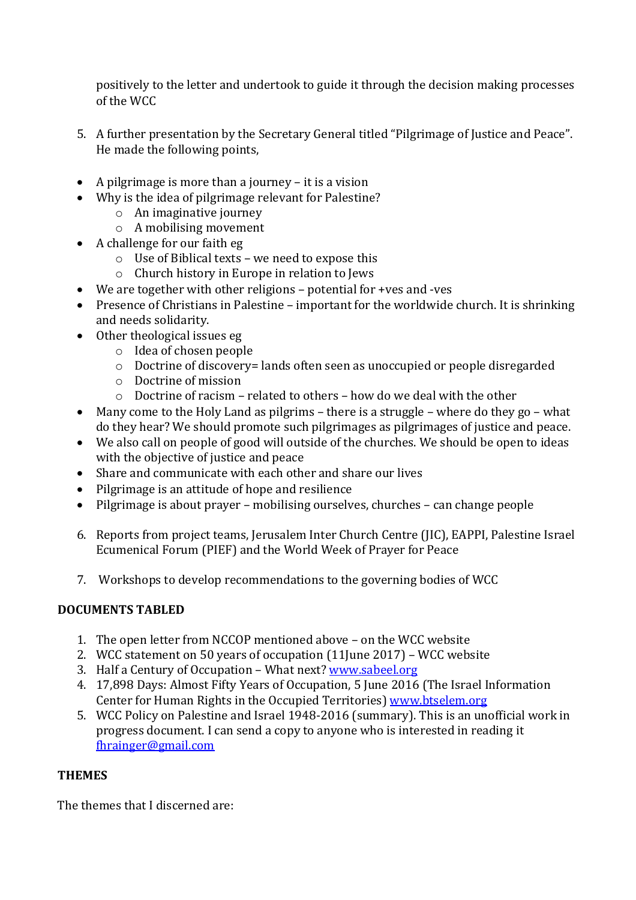positively to the letter and undertook to guide it through the decision making processes of the WCC

5. A further presentation by the Secretary General titled "Pilgrimage of Justice and Peace". He made the following points,

- A pilgrimage is more than a journey – it is a vision
- Why is the idea of pilgrimage relevant for Palestine?
    - An imaginative journey
    - A mobilising movement
- A challenge for our faith eg
    - Use of Biblical texts – we need to expose this
    - Church history in Europe in relation to Jews
- We are together with other religions – potential for +ves and -ves
- Presence of Christians in Palestine – important for the worldwide church. It is shrinking and needs solidarity.
- Other theological issues eg
    - Idea of chosen people
    - Doctrine of discovery= lands often seen as unoccupied or people disregarded
    - Doctrine of mission
    - Doctrine of racism – related to others – how do we deal with the other
- Many come to the Holy Land as pilgrims – there is a struggle – where do they go – what do they hear? We should promote such pilgrimages as pilgrimages of justice and peace.
- We also call on people of good will outside of the churches. We should be open to ideas with the objective of justice and peace
- Share and communicate with each other and share our lives
- Pilgrimage is an attitude of hope and resilience
- Pilgrimage is about prayer – mobilising ourselves, churches – can change people

6. Reports from project teams, Jerusalem Inter Church Centre (JIC), EAPPI, Palestine Israel Ecumenical Forum (PIEF) and the World Week of Prayer for Peace

7. Workshops to develop recommendations to the governing bodies of WCC

**DOCUMENTS TABLED**

1. The open letter from NCCOP mentioned above – on the WCC website
2. WCC statement on 50 years of occupation (11June 2017) – WCC website
3. Half a Century of Occupation – What next? www.sabeel.org
4. 17,898 Days: Almost Fifty Years of Occupation, 5 June 2016 (The Israel Information Center for Human Rights in the Occupied Territories) www.btselem.org
5. WCC Policy on Palestine and Israel 1948-2016 (summary). This is an unofficial work in progress document. I can send a copy to anyone who is interested in reading it fhrainger@gmail.com

**THEMES**

The themes that I discerned are: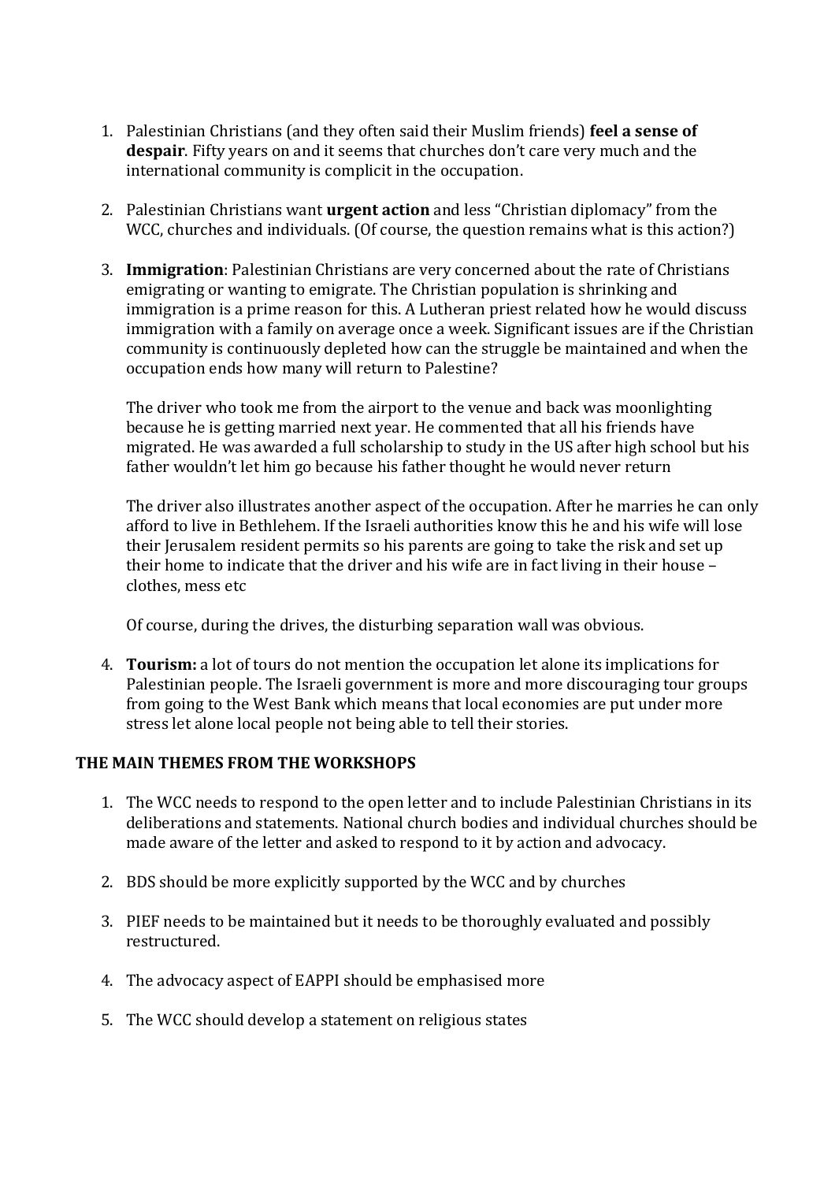1. Palestinian Christians (and they often said their Muslim friends) **feel a sense of despair**. Fifty years on and it seems that churches don't care very much and the international community is complicit in the occupation.

2. Palestinian Christians want **urgent action** and less "Christian diplomacy" from the WCC, churches and individuals. (Of course, the question remains what is this action?)

3. **Immigration**: Palestinian Christians are very concerned about the rate of Christians emigrating or wanting to emigrate. The Christian population is shrinking and immigration is a prime reason for this. A Lutheran priest related how he would discuss immigration with a family on average once a week. Significant issues are if the Christian community is continuously depleted how can the struggle be maintained and when the occupation ends how many will return to Palestine?

   The driver who took me from the airport to the venue and back was moonlighting because he is getting married next year. He commented that all his friends have migrated. He was awarded a full scholarship to study in the US after high school but his father wouldn't let him go because his father thought he would never return

   The driver also illustrates another aspect of the occupation. After he marries he can only afford to live in Bethlehem. If the Israeli authorities know this he and his wife will lose their Jerusalem resident permits so his parents are going to take the risk and set up their home to indicate that the driver and his wife are in fact living in their house – clothes, mess etc

   Of course, during the drives, the disturbing separation wall was obvious.

4. **Tourism:** a lot of tours do not mention the occupation let alone its implications for Palestinian people. The Israeli government is more and more discouraging tour groups from going to the West Bank which means that local economies are put under more stress let alone local people not being able to tell their stories.

**THE MAIN THEMES FROM THE WORKSHOPS**

1. The WCC needs to respond to the open letter and to include Palestinian Christians in its deliberations and statements. National church bodies and individual churches should be made aware of the letter and asked to respond to it by action and advocacy.

2. BDS should be more explicitly supported by the WCC and by churches

3. PIEF needs to be maintained but it needs to be thoroughly evaluated and possibly restructured.

4. The advocacy aspect of EAPPI should be emphasised more

5. The WCC should develop a statement on religious states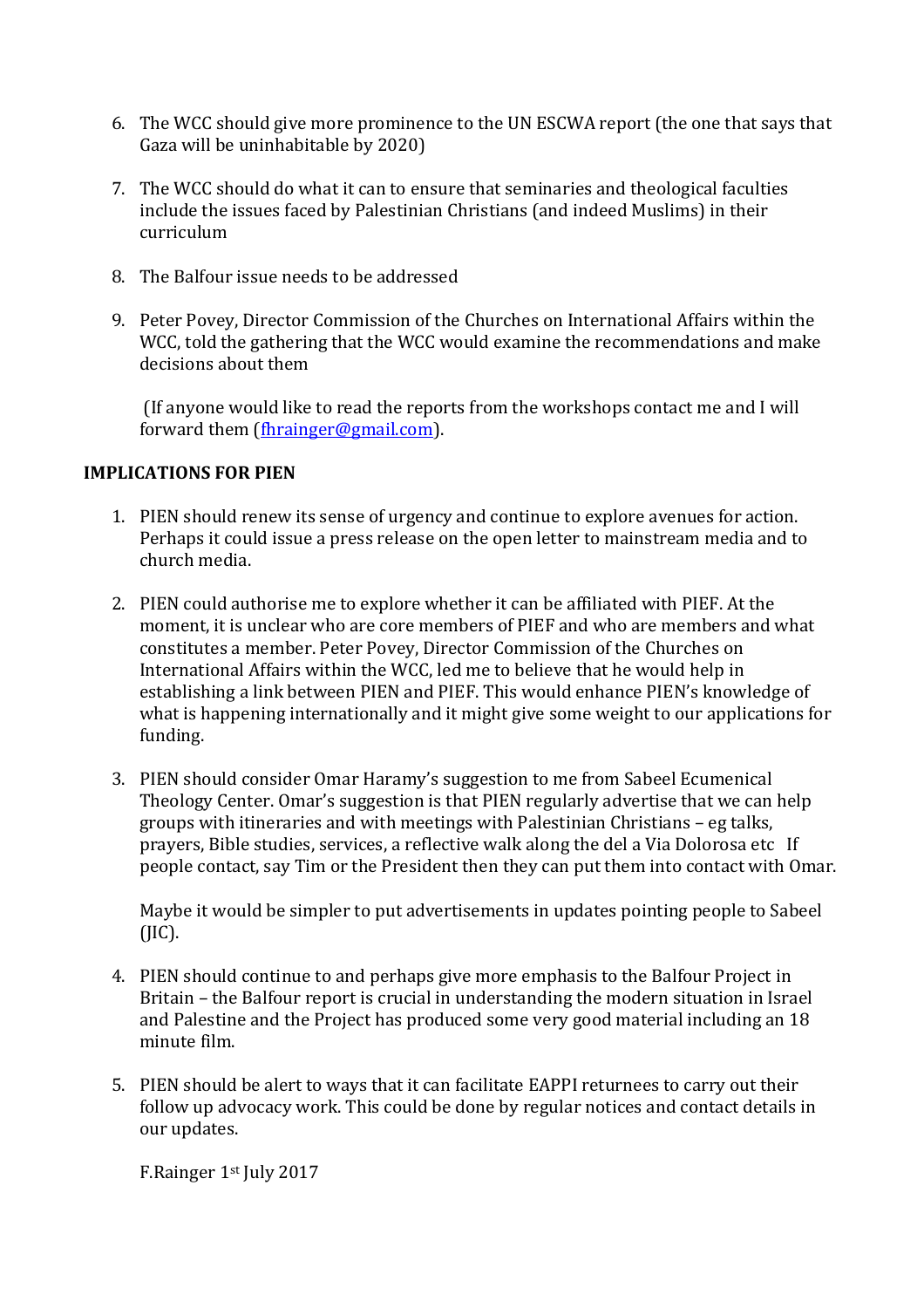6. The WCC should give more prominence to the UN ESCWA report (the one that says that Gaza will be uninhabitable by 2020)

7. The WCC should do what it can to ensure that seminaries and theological faculties include the issues faced by Palestinian Christians (and indeed Muslims) in their curriculum

8. The Balfour issue needs to be addressed

9. Peter Povey, Director Commission of the Churches on International Affairs within the WCC, told the gathering that the WCC would examine the recommendations and make decisions about them

   (If anyone would like to read the reports from the workshops contact me and I will forward them (fhrainger@gmail.com).

**IMPLICATIONS FOR PIEN**

1. PIEN should renew its sense of urgency and continue to explore avenues for action. Perhaps it could issue a press release on the open letter to mainstream media and to church media.

2. PIEN could authorise me to explore whether it can be affiliated with PIEF. At the moment, it is unclear who are core members of PIEF and who are members and what constitutes a member. Peter Povey, Director Commission of the Churches on International Affairs within the WCC, led me to believe that he would help in establishing a link between PIEN and PIEF. This would enhance PIEN's knowledge of what is happening internationally and it might give some weight to our applications for funding.

3. PIEN should consider Omar Haramy's suggestion to me from Sabeel Ecumenical Theology Center. Omar's suggestion is that PIEN regularly advertise that we can help groups with itineraries and with meetings with Palestinian Christians – eg talks, prayers, Bible studies, services, a reflective walk along the del a Via Dolorosa etc If people contact, say Tim or the President then they can put them into contact with Omar.

   Maybe it would be simpler to put advertisements in updates pointing people to Sabeel (JIC).

4. PIEN should continue to and perhaps give more emphasis to the Balfour Project in Britain – the Balfour report is crucial in understanding the modern situation in Israel and Palestine and the Project has produced some very good material including an 18 minute film.

5. PIEN should be alert to ways that it can facilitate EAPPI returnees to carry out their follow up advocacy work. This could be done by regular notices and contact details in our updates.

   F.Rainger 1st July 2017